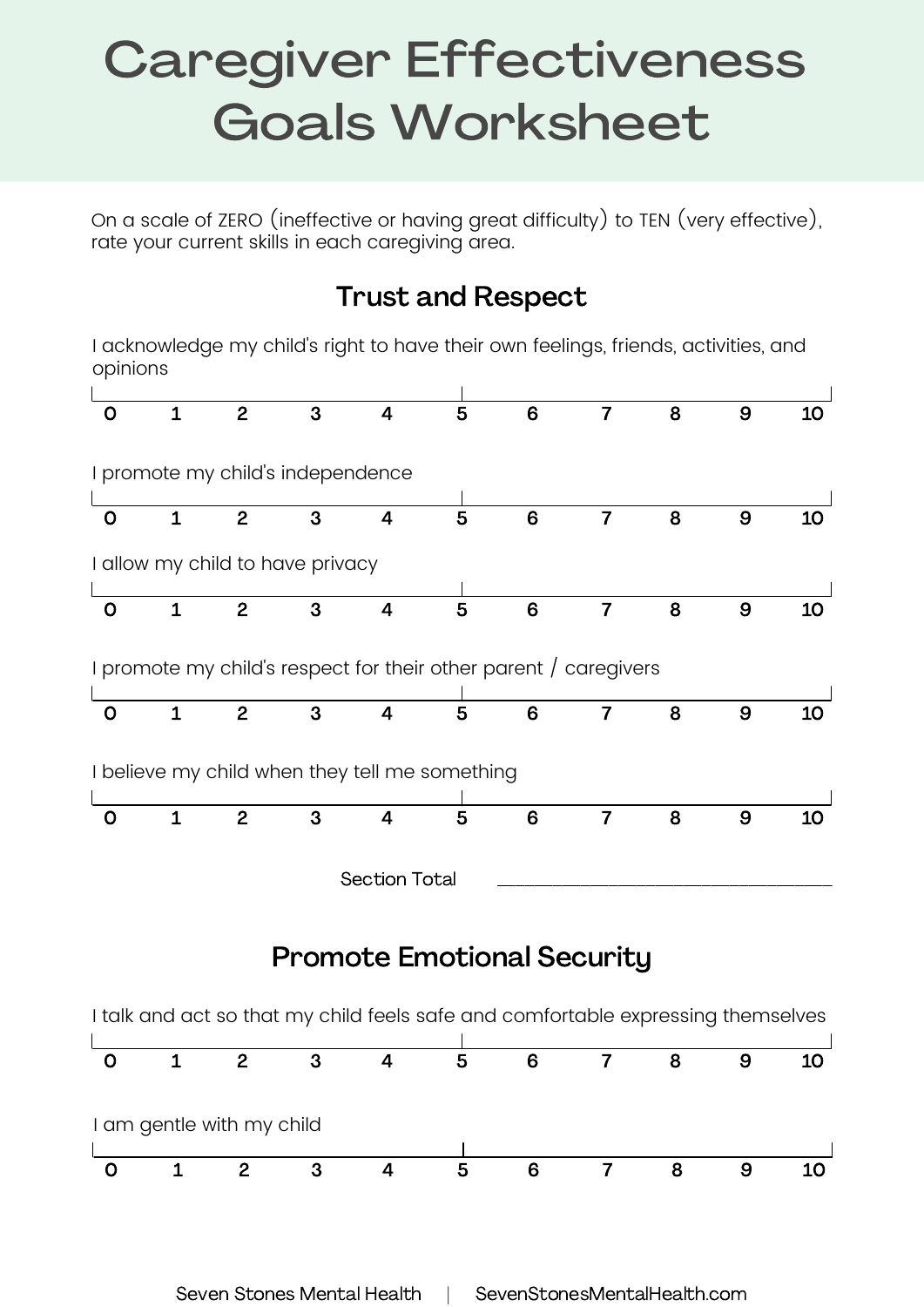# Caregiver Effectiveness Goals Worksheet

On a scale of ZERO (ineffective or having great difficulty) to TEN (very effective), rate your current skills in each caregiving area.

## Trust and Respect

I acknowledge my child's right to have their own feelings, friends, activities, and opinions

0 1 2 3 4 5 6 7 8 9 10

I promote my child's independence

0 1 2 3 4 5 6 7 8 9 10

I allow my child to have privacy

0 1 2 3 4 5 6 7 8 9 10

I promote my child's respect for their other parent / caregivers

0 1 2 3 4 5 6 7 8 9 10

I believe my child when they tell me something

0 1 2 3 4 5 6 7 8 9 10

Section Total ___________________________

## Promote Emotional Security

I talk and act so that my child feels safe and comfortable expressing themselves

0 1 2 3 4 5 6 7 8 9 10

I am gentle with my child

0 1 2 3 4 5 6 7 8 9 10

Seven Stones Mental Health | SevenStonesMentalHealth.com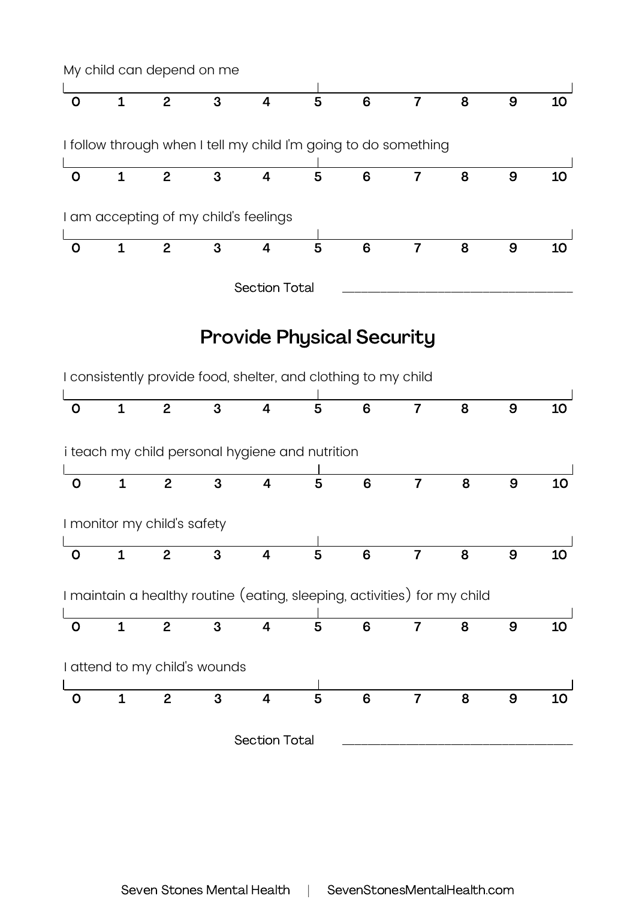My child can depend on me

| 0 | 1 | 2 | 3 | 4 | 5 | 6 | 7 | 8 | 9 | 10 |
|---|---|---|---|---|---|---|---|---|---|---|

I follow through when I tell my child I'm going to do something

| 0 | 1 | 2 | 3 | 4 | 5 | 6 | 7 | 8 | 9 | 10 |
|---|---|---|---|---|---|---|---|---|---|---|

I am accepting of my child's feelings

| 0 | 1 | 2 | 3 | 4 | 5 | 6 | 7 | 8 | 9 | 10 |
|---|---|---|---|---|---|---|---|---|---|---|

Section Total ______________________________

## Provide Physical Security

I consistently provide food, shelter, and clothing to my child

| 0 | 1 | 2 | 3 | 4 | 5 | 6 | 7 | 8 | 9 | 10 |
|---|---|---|---|---|---|---|---|---|---|---|

i teach my child personal hygiene and nutrition

| 0 | 1 | 2 | 3 | 4 | 5 | 6 | 7 | 8 | 9 | 10 |
|---|---|---|---|---|---|---|---|---|---|---|

I monitor my child's safety

| 0 | 1 | 2 | 3 | 4 | 5 | 6 | 7 | 8 | 9 | 10 |
|---|---|---|---|---|---|---|---|---|---|---|

I maintain a healthy routine (eating, sleeping, activities) for my child

| 0 | 1 | 2 | 3 | 4 | 5 | 6 | 7 | 8 | 9 | 10 |
|---|---|---|---|---|---|---|---|---|---|---|

I attend to my child's wounds

| 0 | 1 | 2 | 3 | 4 | 5 | 6 | 7 | 8 | 9 | 10 |
|---|---|---|---|---|---|---|---|---|---|---|

Section Total ______________________________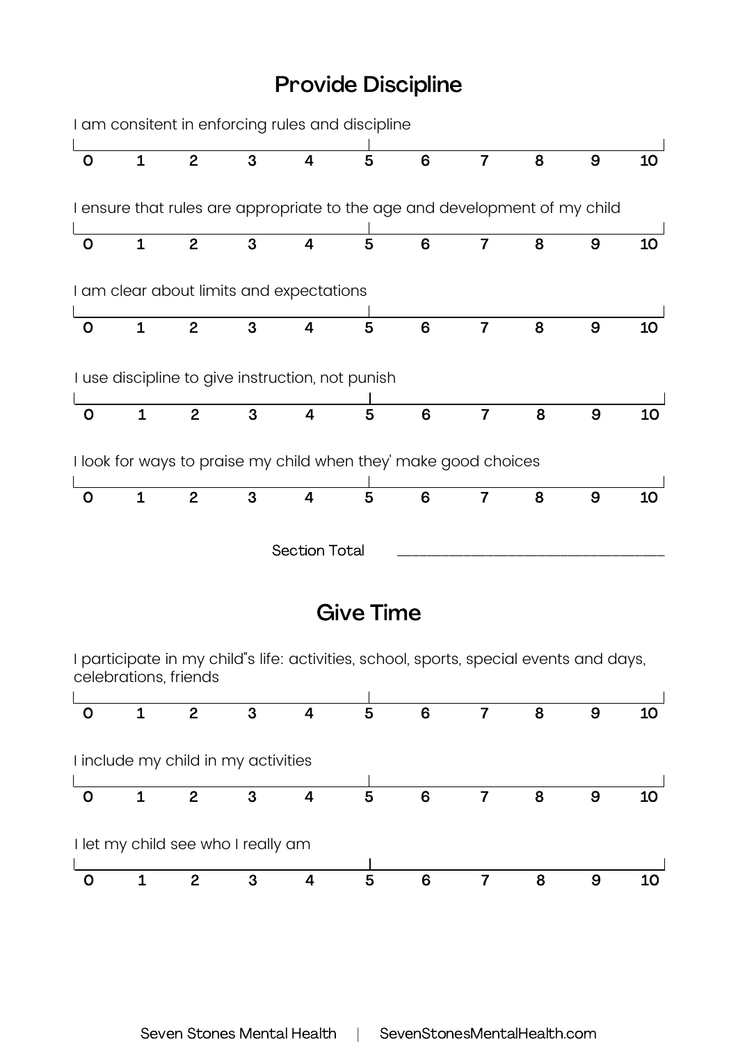## Provide Discipline

I am consitent in enforcing rules and discipline

0 1 2 3 4 5 6 7 8 9 10

I ensure that rules are appropriate to the age and development of my child

0 1 2 3 4 5 6 7 8 9 10

I am clear about limits and expectations

0 1 2 3 4 5 6 7 8 9 10

I use discipline to give instruction, not punish

0 1 2 3 4 5 6 7 8 9 10

I look for ways to praise my child when they' make good choices

0 1 2 3 4 5 6 7 8 9 10

Section Total ______________________________

## Give Time

I participate in my child"s life: activities, school, sports, special events and days, celebrations, friends

0 1 2 3 4 5 6 7 8 9 10

I include my child in my activities

0 1 2 3 4 5 6 7 8 9 10

I let my child see who I really am

0 1 2 3 4 5 6 7 8 9 10

Seven Stones Mental Health | SevenStonesMentalHealth.com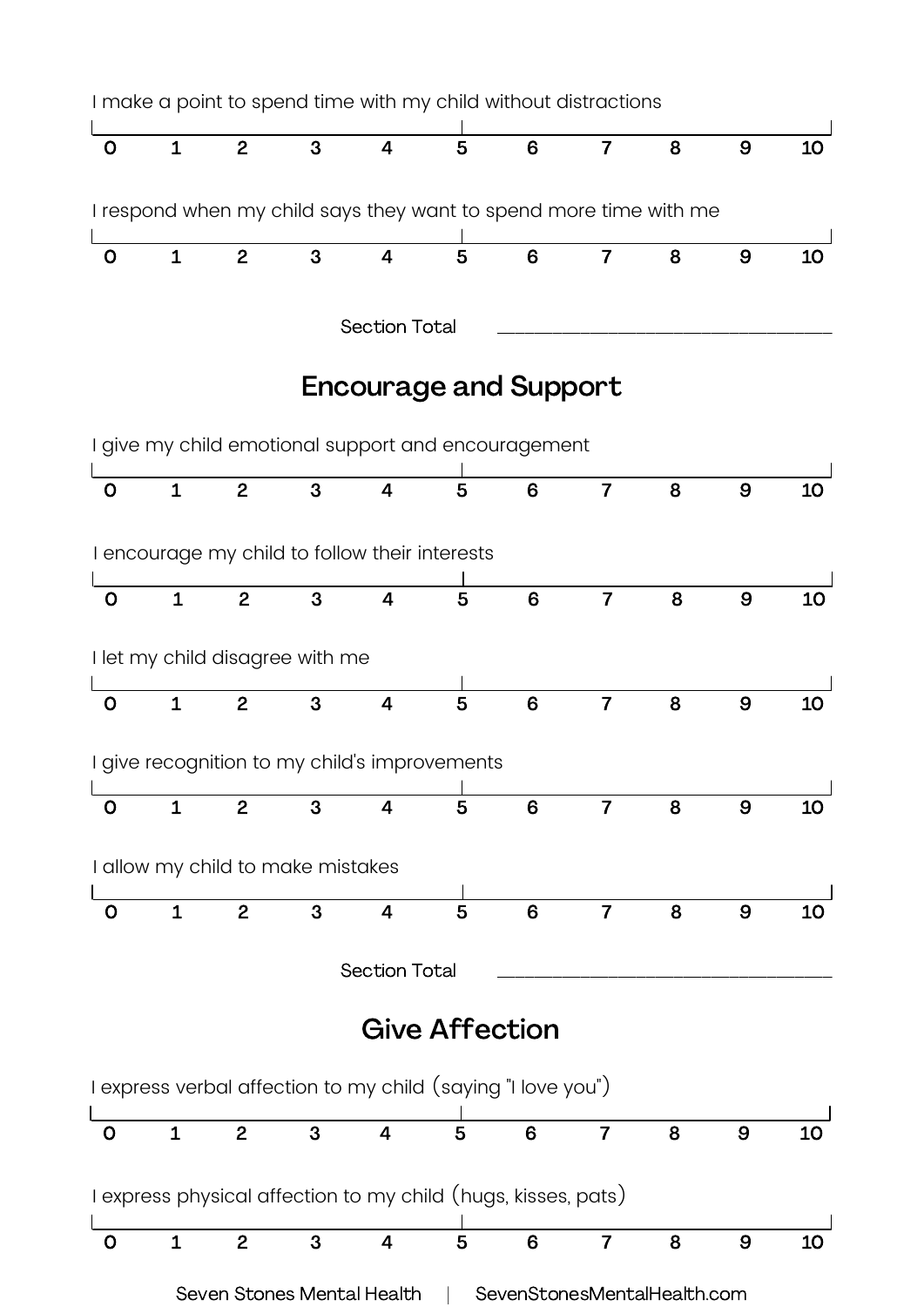I make a point to spend time with my child without distractions

0 1 2 3 4 5 6 7 8 9 10

I respond when my child says they want to spend more time with me

0 1 2 3 4 5 6 7 8 9 10

Section Total ______________________________

## Encourage and Support

I give my child emotional support and encouragement

0 1 2 3 4 5 6 7 8 9 10

I encourage my child to follow their interests

0 1 2 3 4 5 6 7 8 9 10

I let my child disagree with me

0 1 2 3 4 5 6 7 8 9 10

I give recognition to my child's improvements

0 1 2 3 4 5 6 7 8 9 10

I allow my child to make mistakes

0 1 2 3 4 5 6 7 8 9 10

Section Total ______________________________

## Give Affection

I express verbal affection to my child (saying "I love you")

0 1 2 3 4 5 6 7 8 9 10

I express physical affection to my child (hugs, kisses, pats)

0 1 2 3 4 5 6 7 8 9 10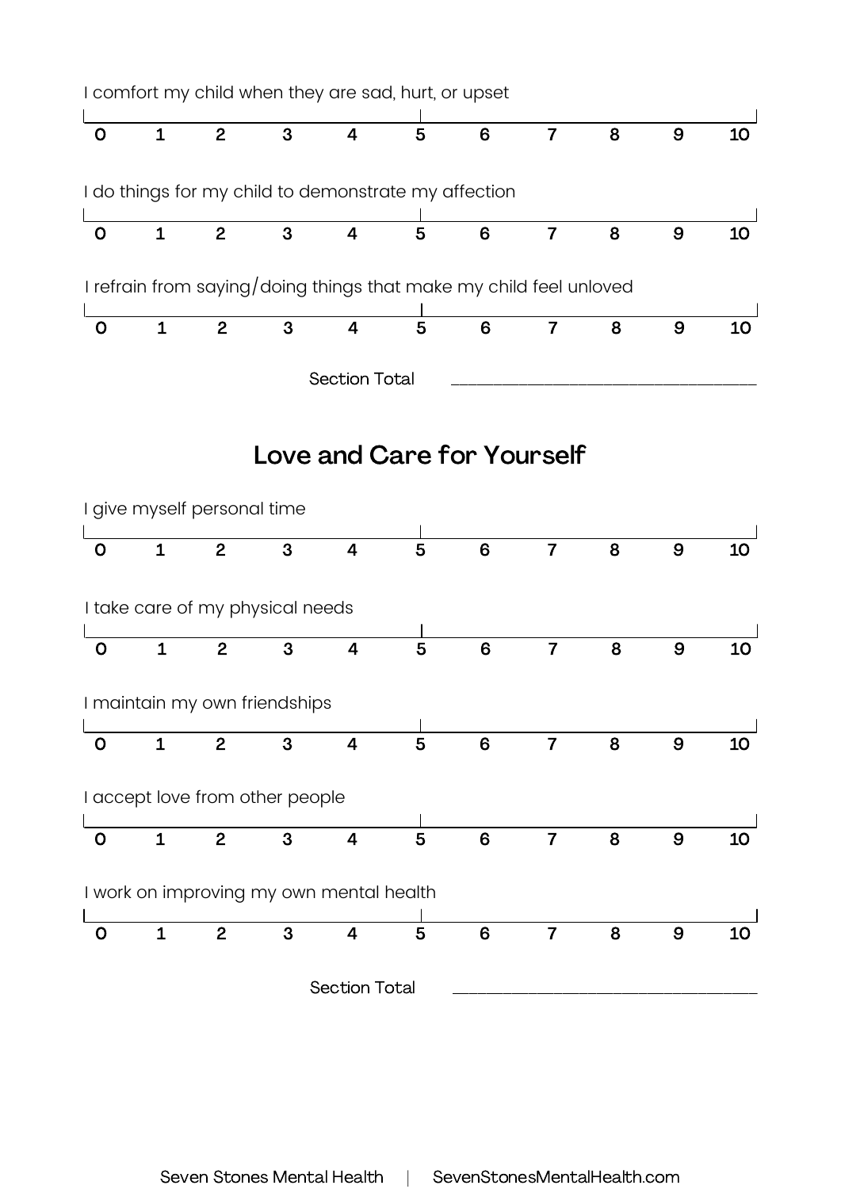I comfort my child when they are sad, hurt, or upset

0 1 2 3 4 5 6 7 8 9 10

I do things for my child to demonstrate my affection

0 1 2 3 4 5 6 7 8 9 10

I refrain from saying/doing things that make my child feel unloved

0 1 2 3 4 5 6 7 8 9 10

Section Total ______________________________

## Love and Care for Yourself

I give myself personal time

0 1 2 3 4 5 6 7 8 9 10

I take care of my physical needs

0 1 2 3 4 5 6 7 8 9 10

I maintain my own friendships

0 1 2 3 4 5 6 7 8 9 10

I accept love from other people

0 1 2 3 4 5 6 7 8 9 10

I work on improving my own mental health

0 1 2 3 4 5 6 7 8 9 10

Section Total ______________________________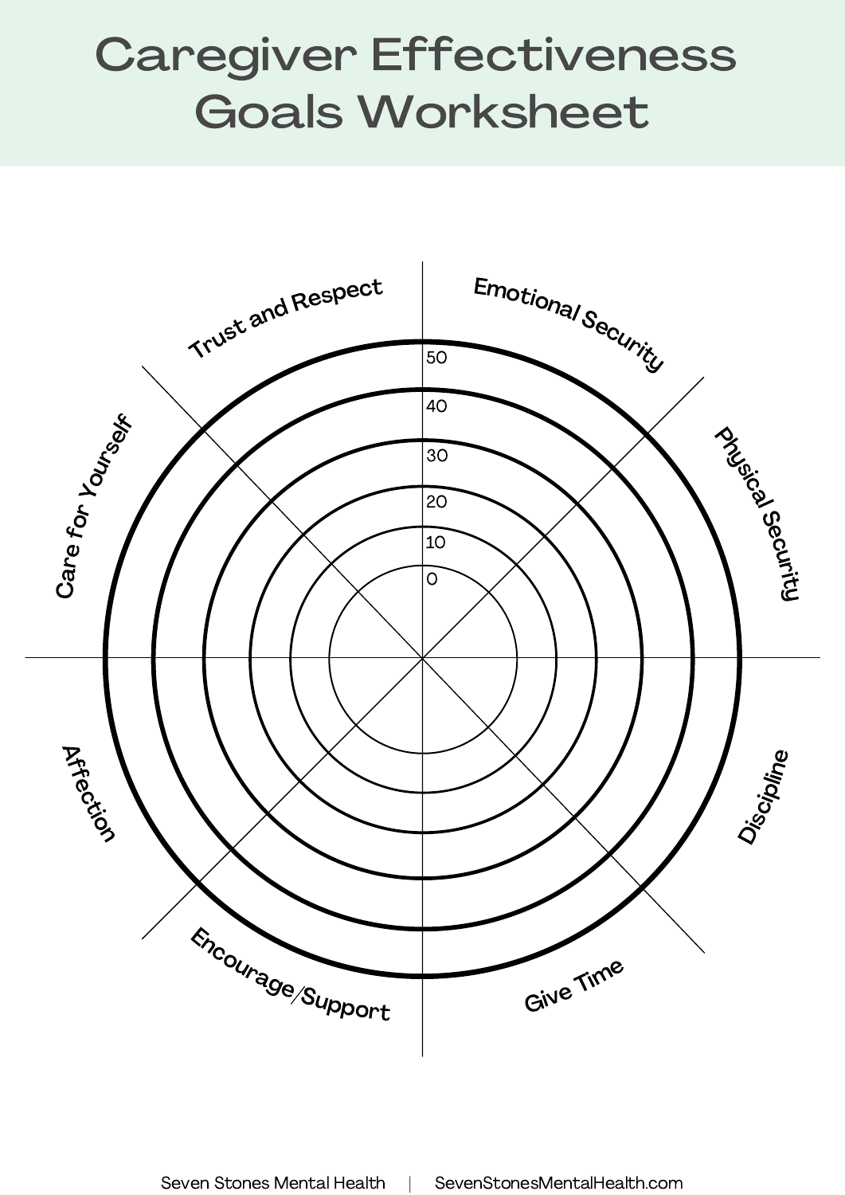# Caregiver Effectiveness Goals Worksheet

Trust and Respect

Emotional Security

Physical Security

Discipline

Give Time

Encourage/Support

Affection

Care for Yourself

50

40

30

20

10

0